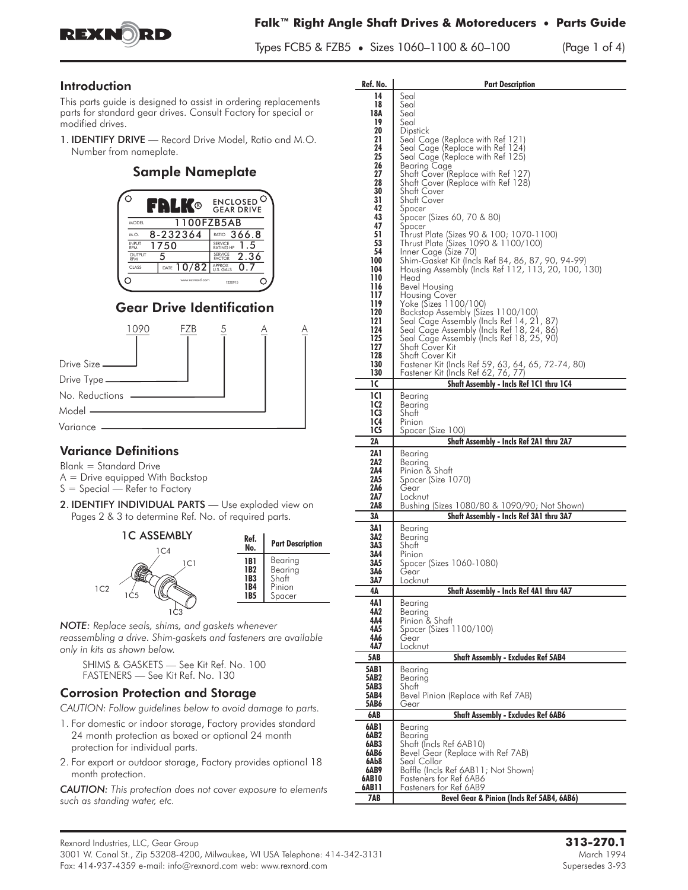# Falk™ Right Angle Shaft Drives & Motoreducers • Parts Guide

Types FCB5 & FZB5 • Sizes 1060–1100 & 60–100

## Introduction

This parts guide is designed to assist in ordering replacements parts for standard gear drives. Consult Factory for special or modified drives.

1. **IDENTIFY DRIVE** — Record Drive Model, Ratio and M.O. Number from nameplate.

### Sample Nameplate

FALK® ENCLOSED GEAR DRIVE

| | | | |
|---|---|---|---|
| MODEL | 1100FZB5AB | | |
| M.O. | 8-232364 | RATIO | 366.8 |
| INPUT RPM | 1750 | SERVICE RATING HP | 1.5 |
| OUTPUT RPM | 5 | SERVICE FACTOR | 2.36 |
| CLASS | DATE 10/82 | APPROX U.S. GALS | 0.7 |

www.rexnord.com 1220915

### Gear Drive Identification

1090 FZB 5 A A

- Drive Size — 1090
- Drive Type — FZB
- No. Reductions — 5
- Model — A
- Variance — A

## Variance Definitions

Blank = Standard Drive
A = Drive equipped With Backstop
S = Special — Refer to Factory

2. **IDENTIFY INDIVIDUAL PARTS** — Use exploded view on Pages 2 & 3 to determine Ref. No. of required parts.

### 1C ASSEMBLY

(Labels: 1C1, 1C2, 1C3, 1C4, 1C5)

| Ref. No. | Part Description |
|---|---|
| 1B1 | Bearing |
| 1B2 | Bearing |
| 1B3 | Shaft |
| 1B4 | Pinion |
| 1B5 | Spacer |

*NOTE: Replace seals, shims, and gaskets whenever reassembling a drive. Shim-gaskets and fasteners are available only in kits as shown below.*

SHIMS & GASKETS — See Kit Ref. No. 100
FASTENERS — See Kit Ref. No. 130

## Corrosion Protection and Storage

*CAUTION: Follow guidelines below to avoid damage to parts.*

1. For domestic or indoor storage, Factory provides standard 24 month protection as boxed or optional 24 month protection for individual parts.
2. For export or outdoor storage, Factory provides optional 18 month protection.

*CAUTION: This protection does not cover exposure to elements such as standing water, etc.*

| Ref. No. | Part Description |
|---|---|
| 14 | Seal |
| 18 | Seal |
| 18A | Seal |
| 19 | Seal |
| 20 | Dipstick |
| 21 | Seal Cage (Replace with Ref 121) |
| 24 | Seal Cage (Replace with Ref 124) |
| 25 | Seal Cage (Replace with Ref 125) |
| 26 | Bearing Cage |
| 27 | Shaft Cover (Replace with Ref 127) |
| 28 | Shaft Cover (Replace with Ref 128) |
| 30 | Shaft Cover |
| 31 | Shaft Cover |
| 42 | Spacer |
| 43 | Spacer (Sizes 60, 70 & 80) |
| 47 | Spacer |
| 51 | Thrust Plate (Sizes 90 & 100; 1070-1100) |
| 53 | Thrust Plate (Sizes 1090 & 1100/100) |
| 54 | Inner Cage (Size 70) |
| 100 | Shim-Gasket Kit (Incls Ref 84, 86, 87, 90, 94-99) |
| 104 | Housing Assembly (Incls Ref 112, 113, 20, 100, 130) |
| 110 | Head |
| 116 | Bevel Housing |
| 117 | Housing Cover |
| 119 | Yoke (Sizes 1100/100) |
| 120 | Backstop Assembly (Sizes 1100/100) |
| 121 | Seal Cage Assembly (Incls Ref 14, 21, 87) |
| 124 | Seal Cage Assembly (Incls Ref 18, 24, 86) |
| 125 | Seal Cage Assembly (Incls Ref 18, 25, 90) |
| 127 | Shaft Cover Kit |
| 128 | Shaft Cover Kit |
| 130 | Fastener Kit (Incls Ref 59, 63, 64, 65, 72-74, 80) |
| 130 | Fastener Kit (Incls Ref 62, 76, 77) |
| **1C** | **Shaft Assembly - Incls Ref 1C1 thru 1C4** |
| 1C1 | Bearing |
| 1C2 | Bearing |
| 1C3 | Shaft |
| 1C4 | Pinion |
| 1C5 | Spacer (Size 100) |
| **2A** | **Shaft Assembly - Incls Ref 2A1 thru 2A7** |
| 2A1 | Bearing |
| 2A2 | Bearing |
| 2A4 | Pinion & Shaft |
| 2A5 | Spacer (Size 1070) |
| 2A6 | Gear |
| 2A7 | Locknut |
| 2A8 | Bushing (Sizes 1080/80 & 1090/90; Not Shown) |
| **3A** | **Shaft Assembly - Incls Ref 3A1 thru 3A7** |
| 3A1 | Bearing |
| 3A2 | Bearing |
| 3A3 | Shaft |
| 3A4 | Pinion |
| 3A5 | Spacer (Sizes 1060-1080) |
| 3A6 | Gear |
| 3A7 | Locknut |
| **4A** | **Shaft Assembly - Incls Ref 4A1 thru 4A7** |
| 4A1 | Bearing |
| 4A2 | Bearing |
| 4A4 | Pinion & Shaft |
| 4A5 | Spacer (Sizes 1100/100) |
| 4A6 | Gear |
| 4A7 | Locknut |
| **5AB** | **Shaft Assembly - Excludes Ref 5AB4** |
| 5AB1 | Bearing |
| 5AB2 | Bearing |
| 5AB3 | Shaft |
| 5AB4 | Bevel Pinion (Replace with Ref 7AB) |
| 5AB6 | Gear |
| **6AB** | **Shaft Assembly - Excludes Ref 6AB6** |
| 6AB1 | Bearing |
| 6AB2 | Bearing |
| 6AB3 | Shaft (Incls Ref 6AB10) |
| 6AB6 | Bevel Gear (Replace with Ref 7AB) |
| 6Ab8 | Seal Collar |
| 6AB9 | Baffle (Incls Ref 6AB11; Not Shown) |
| 6AB10 | Fasteners for Ref 6AB6 |
| 6AB11 | Fasteners for Ref 6AB9 |
| **7AB** | **Bevel Gear & Pinion (Incls Ref 5AB4, 6AB6)** |

Rexnord Industries, LLC, Gear Group
3001 W. Canal St., Zip 53208-4200, Milwaukee, WI USA Telephone: 414-342-3131
Fax: 414-937-4359 e-mail: info@rexnord.com web: www.rexnord.com

**313-270.1**
March 1994
Supersedes 3-93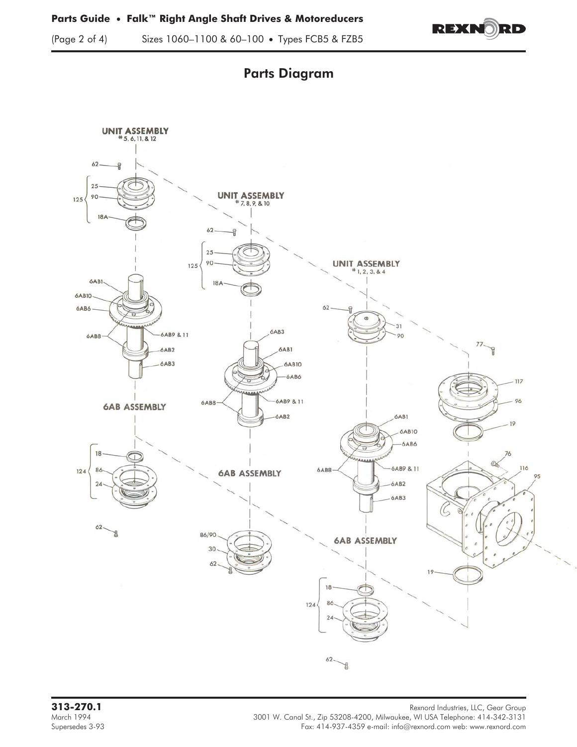## Parts Diagram

UNIT ASSEMBLY
# 5, 6, 11, & 12

62
125
25
90
18A
6AB1
6AB10
6AB6
6AB8
6AB9 & 11
6AB2
6AB3

6AB ASSEMBLY

124
18
86
24
62

UNIT ASSEMBLY
# 7, 8, 9, & 10

62
125
25
90
18A
6AB3
6AB1
6AB10
6AB6
6AB8
6AB9 & 11
6AB2

6AB ASSEMBLY

86/90
30
62

UNIT ASSEMBLY
# 1, 2, 3, & 4

62
31
90
6AB1
6AB10
6AB6
6AB8
6AB9 & 11
6AB2
6AB3

6AB ASSEMBLY

124
18
86
24
62

77
117
96
19
76
116
95
19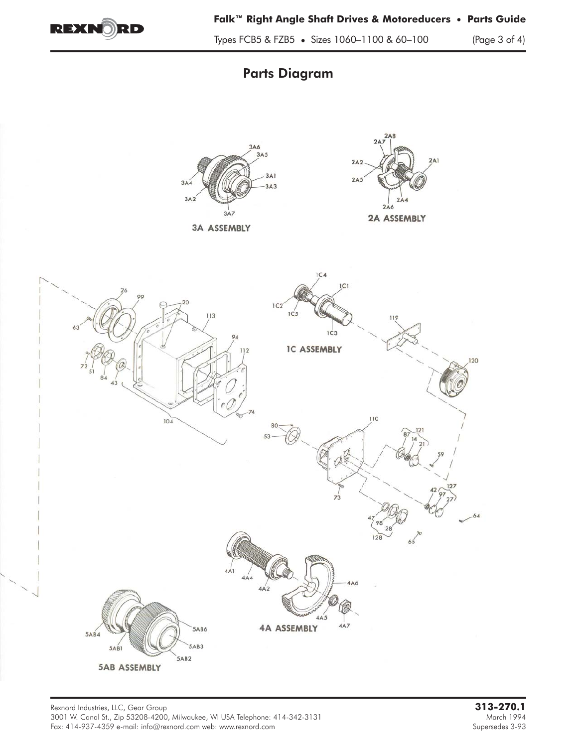# Parts Diagram

3A6
3A5
3A4
3A1
3A3
3A2
3A7

**3A ASSEMBLY**

2A8
2A7
2A2
2A1
2A5
2A4
2A6

**2A ASSEMBLY**

1C4
1C1
1C2
1C5
1C3

**1C ASSEMBLY**

26
99
20
63
113
94
112
72
51
84
43
74
104
119
120
110
80
53
121
87
14
21
59
73
127
42
97
27
64
47
98
28
128
65

4A1
4A4
4A2
4A6
4A5
4A7

**4A ASSEMBLY**

5AB4
5AB6
5AB1
5AB3
5AB2

**5AB ASSEMBLY**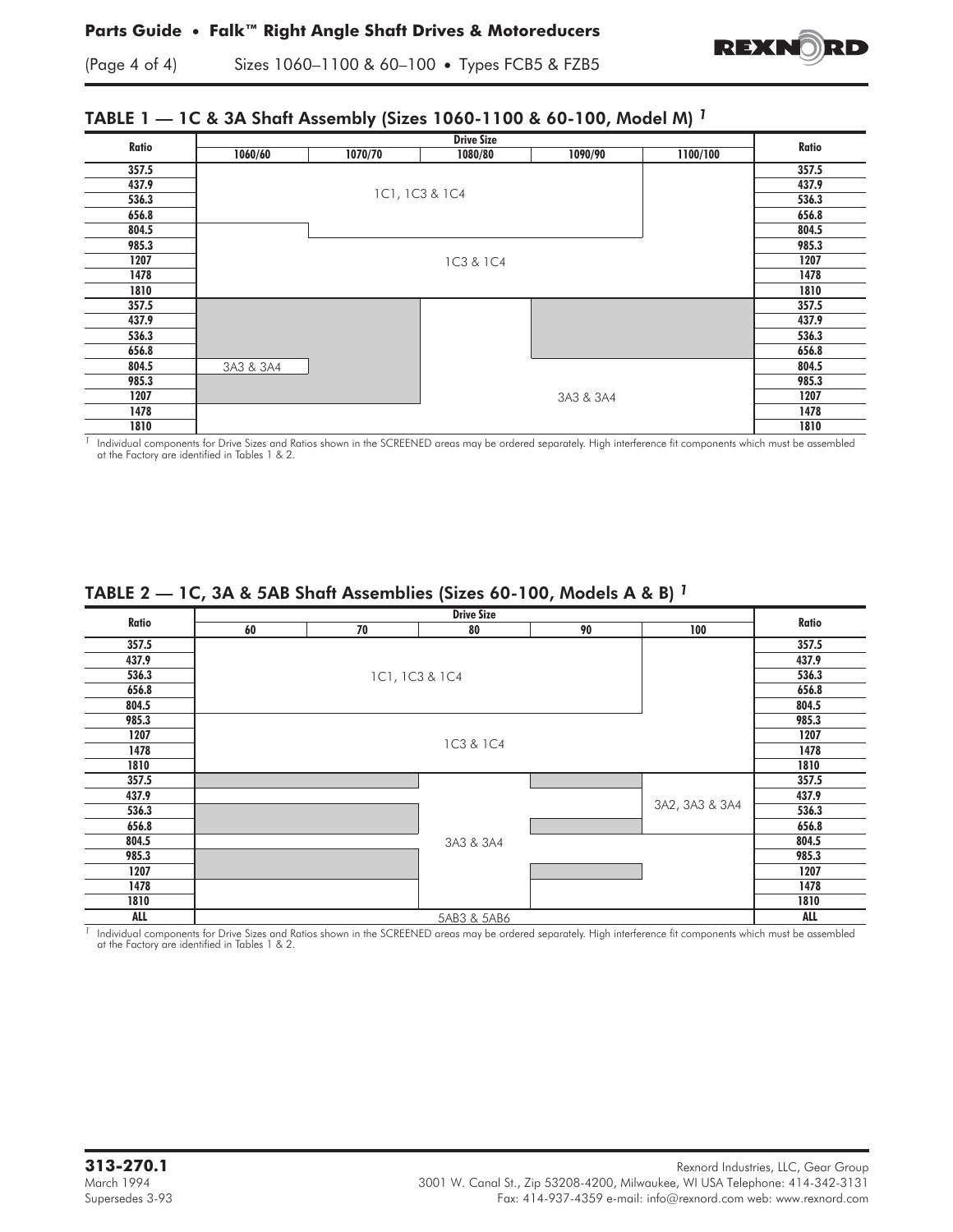## TABLE 1 — 1C & 3A Shaft Assembly (Sizes 1060-1100 & 60-100, Model M) [1]

| Ratio | Drive Size | | | | | Ratio |
|---|---|---|---|---|---|---|
| | 1060/60 | 1070/70 | 1080/80 | 1090/90 | 1100/100 | |
| 357.5 | 1C1, 1C3 & 1C4 | 1C1, 1C3 & 1C4 | 1C1, 1C3 & 1C4 | 1C1, 1C3 & 1C4 | 1C3 & 1C4 | 357.5 |
| 437.9 | 1C1, 1C3 & 1C4 | 1C1, 1C3 & 1C4 | 1C1, 1C3 & 1C4 | 1C1, 1C3 & 1C4 | 1C3 & 1C4 | 437.9 |
| 536.3 | 1C1, 1C3 & 1C4 | 1C1, 1C3 & 1C4 | 1C1, 1C3 & 1C4 | 1C1, 1C3 & 1C4 | 1C3 & 1C4 | 536.3 |
| 656.8 | 1C1, 1C3 & 1C4 | 1C1, 1C3 & 1C4 | 1C1, 1C3 & 1C4 | 1C1, 1C3 & 1C4 | 1C3 & 1C4 | 656.8 |
| 804.5 | 1C1, 1C3 & 1C4 | 1C3 & 1C4 | 1C3 & 1C4 | 1C3 & 1C4 | 1C3 & 1C4 | 804.5 |
| 985.3 | 1C3 & 1C4 | 1C3 & 1C4 | 1C3 & 1C4 | 1C3 & 1C4 | 1C3 & 1C4 | 985.3 |
| 1207 | 1C3 & 1C4 | 1C3 & 1C4 | 1C3 & 1C4 | 1C3 & 1C4 | 1C3 & 1C4 | 1207 |
| 1478 | 1C3 & 1C4 | 1C3 & 1C4 | 1C3 & 1C4 | 1C3 & 1C4 | 1C3 & 1C4 | 1478 |
| 1810 | 1C3 & 1C4 | 1C3 & 1C4 | 1C3 & 1C4 | 1C3 & 1C4 | 1C3 & 1C4 | 1810 |
| 357.5 | 3A3 & 3A4 (screened) | 3A3 & 3A4 (screened) | 3A3 & 3A4 | 3A3 & 3A4 (screened) | 3A3 & 3A4 (screened) | 357.5 |
| 437.9 | 3A3 & 3A4 (screened) | 3A3 & 3A4 (screened) | 3A3 & 3A4 | 3A3 & 3A4 (screened) | 3A3 & 3A4 (screened) | 437.9 |
| 536.3 | 3A3 & 3A4 (screened) | 3A3 & 3A4 (screened) | 3A3 & 3A4 | 3A3 & 3A4 (screened) | 3A3 & 3A4 (screened) | 536.3 |
| 656.8 | 3A3 & 3A4 (screened) | 3A3 & 3A4 (screened) | 3A3 & 3A4 | 3A3 & 3A4 (screened) | 3A3 & 3A4 (screened) | 656.8 |
| 804.5 | 3A3 & 3A4 | 3A3 & 3A4 (screened) | 3A3 & 3A4 | 3A3 & 3A4 | 3A3 & 3A4 | 804.5 |
| 985.3 | 3A3 & 3A4 (screened) | 3A3 & 3A4 (screened) | 3A3 & 3A4 | 3A3 & 3A4 | 3A3 & 3A4 | 985.3 |
| 1207 | 3A3 & 3A4 (screened) | 3A3 & 3A4 (screened) | 3A3 & 3A4 | 3A3 & 3A4 | 3A3 & 3A4 | 1207 |
| 1478 | 3A3 & 3A4 | 3A3 & 3A4 | 3A3 & 3A4 | 3A3 & 3A4 | 3A3 & 3A4 | 1478 |
| 1810 | 3A3 & 3A4 | 3A3 & 3A4 | 3A3 & 3A4 | 3A3 & 3A4 | 3A3 & 3A4 | 1810 |

[1] Individual components for Drive Sizes and Ratios shown in the SCREENED areas may be ordered separately. High interference fit components which must be assembled at the Factory are identified in Tables 1 & 2.

## TABLE 2 — 1C, 3A & 5AB Shaft Assemblies (Sizes 60-100, Models A & B) [1]

| Ratio | Drive Size | | | | | Ratio |
|---|---|---|---|---|---|---|
| | 60 | 70 | 80 | 90 | 100 | |
| 357.5 | 1C1, 1C3 & 1C4 | 1C1, 1C3 & 1C4 | 1C1, 1C3 & 1C4 | 1C1, 1C3 & 1C4 | 1C3 & 1C4 | 357.5 |
| 437.9 | 1C1, 1C3 & 1C4 | 1C1, 1C3 & 1C4 | 1C1, 1C3 & 1C4 | 1C1, 1C3 & 1C4 | 1C3 & 1C4 | 437.9 |
| 536.3 | 1C1, 1C3 & 1C4 | 1C1, 1C3 & 1C4 | 1C1, 1C3 & 1C4 | 1C1, 1C3 & 1C4 | 1C3 & 1C4 | 536.3 |
| 656.8 | 1C1, 1C3 & 1C4 | 1C1, 1C3 & 1C4 | 1C1, 1C3 & 1C4 | 1C1, 1C3 & 1C4 | 1C3 & 1C4 | 656.8 |
| 804.5 | 1C1, 1C3 & 1C4 | 1C1, 1C3 & 1C4 | 1C1, 1C3 & 1C4 | 1C1, 1C3 & 1C4 | 1C3 & 1C4 | 804.5 |
| 985.3 | 1C3 & 1C4 | 1C3 & 1C4 | 1C3 & 1C4 | 1C3 & 1C4 | 1C3 & 1C4 | 985.3 |
| 1207 | 1C3 & 1C4 | 1C3 & 1C4 | 1C3 & 1C4 | 1C3 & 1C4 | 1C3 & 1C4 | 1207 |
| 1478 | 1C3 & 1C4 | 1C3 & 1C4 | 1C3 & 1C4 | 1C3 & 1C4 | 1C3 & 1C4 | 1478 |
| 1810 | 1C3 & 1C4 | 1C3 & 1C4 | 1C3 & 1C4 | 1C3 & 1C4 | 1C3 & 1C4 | 1810 |
| 357.5 | 3A3 & 3A4 (screened) | 3A3 & 3A4 (screened) | 3A3 & 3A4 | 3A3 & 3A4 (screened) | 3A2, 3A3 & 3A4 | 357.5 |
| 437.9 | 3A3 & 3A4 | 3A3 & 3A4 | 3A3 & 3A4 | 3A3 & 3A4 | 3A2, 3A3 & 3A4 | 437.9 |
| 536.3 | 3A3 & 3A4 (screened) | 3A3 & 3A4 (screened) | 3A3 & 3A4 | 3A3 & 3A4 | 3A2, 3A3 & 3A4 | 536.3 |
| 656.8 | 3A3 & 3A4 (screened) | 3A3 & 3A4 (screened) | 3A3 & 3A4 | 3A3 & 3A4 (screened) | 3A2, 3A3 & 3A4 | 656.8 |
| 804.5 | 3A3 & 3A4 | 3A3 & 3A4 | 3A3 & 3A4 | 3A3 & 3A4 | 3A3 & 3A4 | 804.5 |
| 985.3 | 3A3 & 3A4 (screened) | 3A3 & 3A4 (screened) | 3A3 & 3A4 | 3A3 & 3A4 | 3A3 & 3A4 | 985.3 |
| 1207 | 3A3 & 3A4 (screened) | 3A3 & 3A4 (screened) | 3A3 & 3A4 | 3A3 & 3A4 (screened) | 3A3 & 3A4 | 1207 |
| 1478 | 3A3 & 3A4 | 3A3 & 3A4 | 3A3 & 3A4 | 3A3 & 3A4 | 3A3 & 3A4 | 1478 |
| 1810 | 3A3 & 3A4 | 3A3 & 3A4 | 3A3 & 3A4 | 3A3 & 3A4 | 3A3 & 3A4 | 1810 |
| ALL | 5AB3 & 5AB6 | 5AB3 & 5AB6 | 5AB3 & 5AB6 | 5AB3 & 5AB6 | 5AB3 & 5AB6 | ALL |

[1] Individual components for Drive Sizes and Ratios shown in the SCREENED areas may be ordered separately. High interference fit components which must be assembled at the Factory are identified in Tables 1 & 2.

**313-270.1**
March 1994
Supersedes 3-93

Rexnord Industries, LLC, Gear Group
3001 W. Canal St., Zip 53208-4200, Milwaukee, WI USA Telephone: 414-342-3131
Fax: 414-937-4359 e-mail: info@rexnord.com web: www.rexnord.com